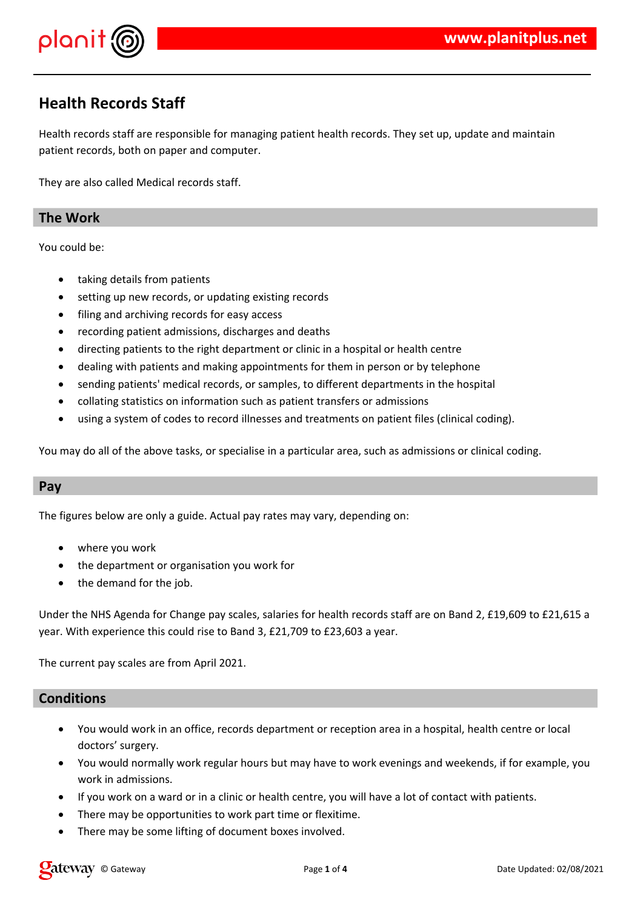# Health Records Staff

Health records staff are responsible for managing patient health records. They set up, update and maintain patient records, both on paper and computer.

They are also called Medical records staff.

## The Work

You could be:

- taking details from patients
- setting up new records, or updating existing records
- filing and archiving records for easy access
- recording patient admissions, discharges and deaths
- directing patients to the right department or clinic in a hospital or health centre
- dealing with patients and making appointments for them in person or by telephone
- sending patients' medical records, or samples, to different departments in the hospital
- collating statistics on information such as patient transfers or admissions
- using a system of codes to record illnesses and treatments on patient files (clinical coding).

You may do all of the above tasks, or specialise in a particular area, such as admissions or clinical coding.

## Pay

The figures below are only a guide. Actual pay rates may vary, depending on:

- where you work
- the department or organisation you work for
- the demand for the job.

Under the NHS Agenda for Change pay scales, salaries for health records staff are on Band 2, £19,609 to £21,615 a year. With experience this could rise to Band 3, £21,709 to £23,603 a year.

The current pay scales are from April 2021.

## Conditions

- You would work in an office, records department or reception area in a hospital, health centre or local doctors' surgery.
- You would normally work regular hours but may have to work evenings and weekends, if for example, you work in admissions.
- If you work on a ward or in a clinic or health centre, you will have a lot of contact with patients.
- There may be opportunities to work part time or flexitime.
- There may be some lifting of document boxes involved.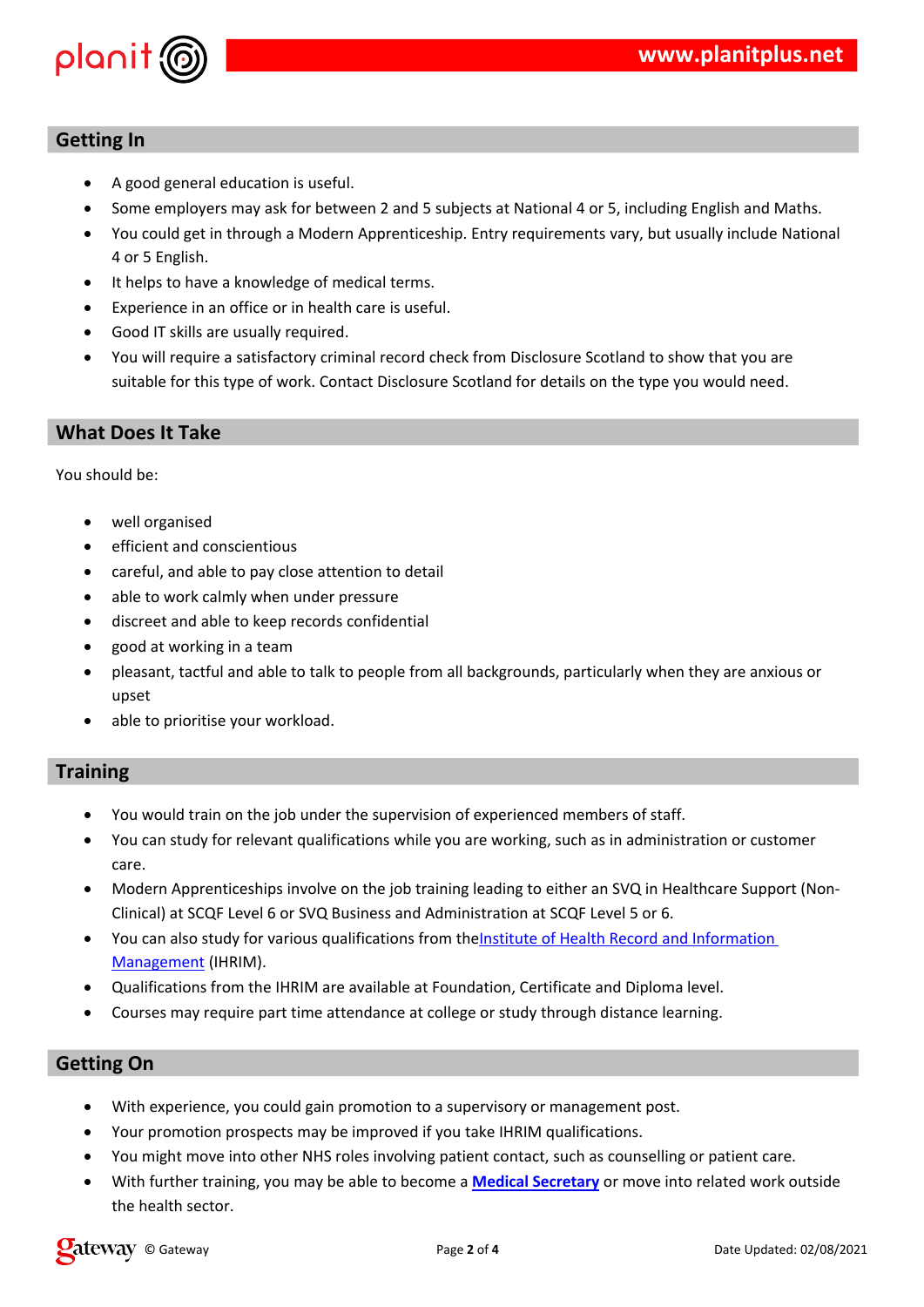## Getting In

- A good general education is useful.
- Some employers may ask for between 2 and 5 subjects at National 4 or 5, including English and Maths.
- You could get in through a Modern Apprenticeship. Entry requirements vary, but usually include National 4 or 5 English.
- It helps to have a knowledge of medical terms.
- Experience in an office or in health care is useful.
- Good IT skills are usually required.
- You will require a satisfactory criminal record check from Disclosure Scotland to show that you are suitable for this type of work. Contact Disclosure Scotland for details on the type you would need.

## What Does It Take

You should be:

- well organised
- efficient and conscientious
- careful, and able to pay close attention to detail
- able to work calmly when under pressure
- discreet and able to keep records confidential
- good at working in a team
- pleasant, tactful and able to talk to people from all backgrounds, particularly when they are anxious or upset
- able to prioritise your workload.

## Training

- You would train on the job under the supervision of experienced members of staff.
- You can study for relevant qualifications while you are working, such as in administration or customer care.
- Modern Apprenticeships involve on the job training leading to either an SVQ in Healthcare Support (Non-Clinical) at SCQF Level 6 or SVQ Business and Administration at SCQF Level 5 or 6.
- You can also study for various qualifications from theInstitute of Health Record and Information Management (IHRIM).
- Qualifications from the IHRIM are available at Foundation, Certificate and Diploma level.
- Courses may require part time attendance at college or study through distance learning.

## Getting On

- With experience, you could gain promotion to a supervisory or management post.
- Your promotion prospects may be improved if you take IHRIM qualifications.
- You might move into other NHS roles involving patient contact, such as counselling or patient care.
- With further training, you may be able to become a **Medical Secretary** or move into related work outside the health sector.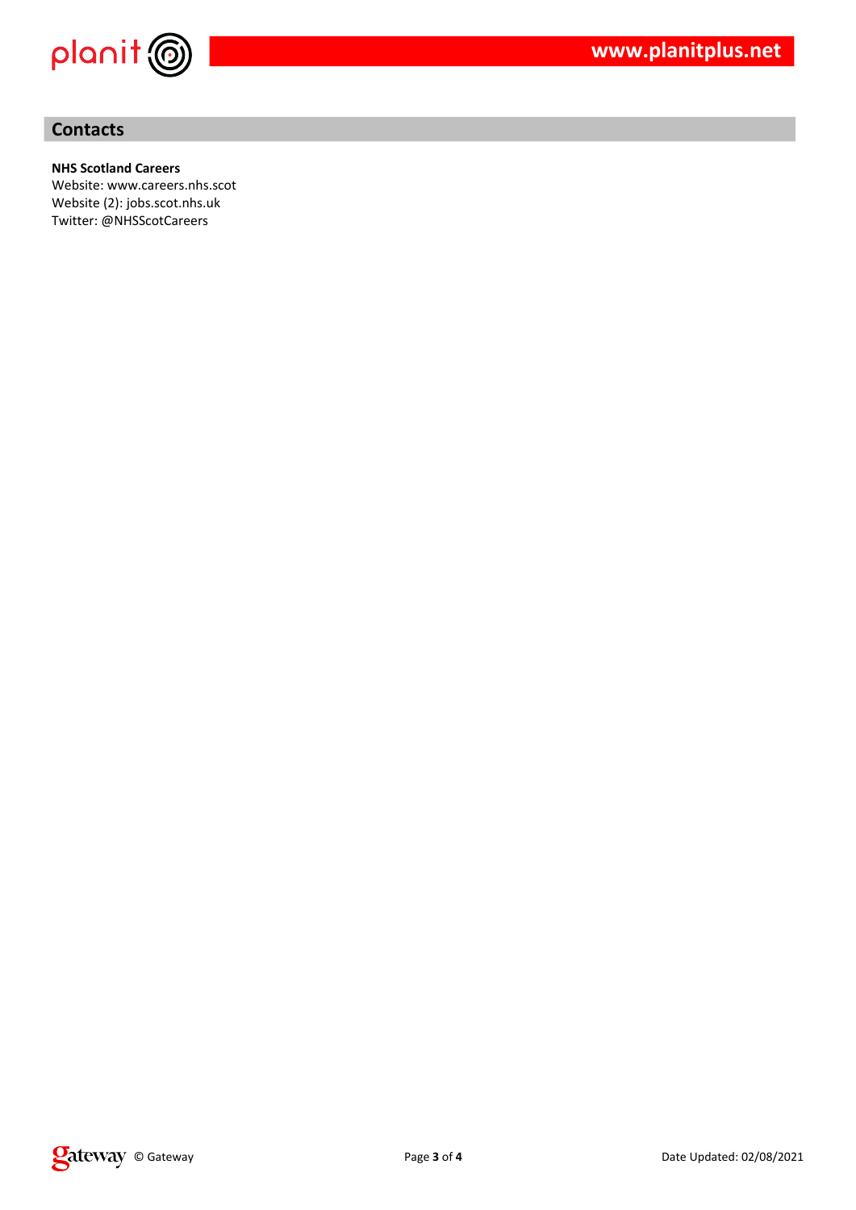## Contacts

**NHS Scotland Careers**
Website: www.careers.nhs.scot
Website (2): jobs.scot.nhs.uk
Twitter: @NHSScotCareers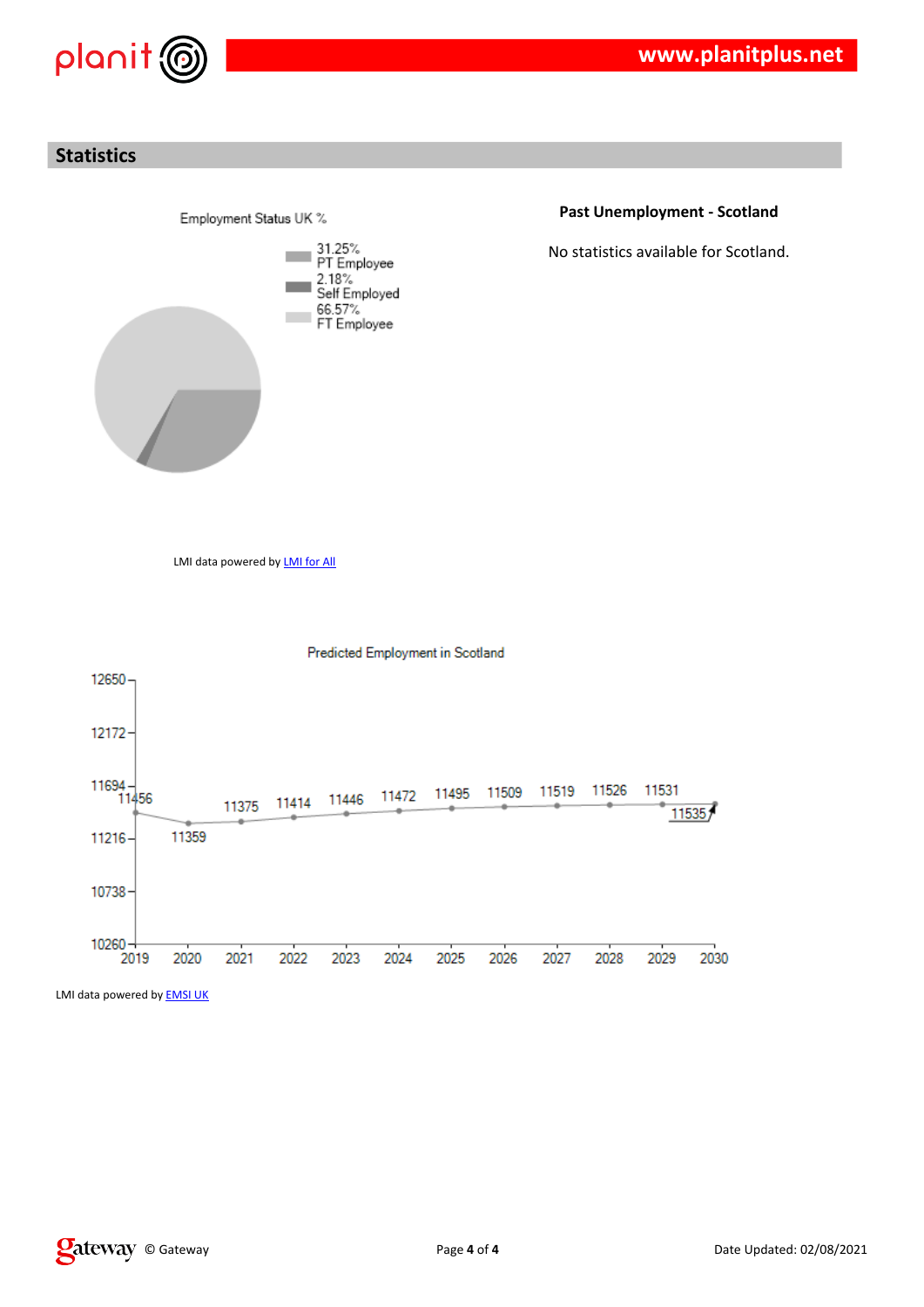## Statistics

Employment Status UK %

31.25%
PT Employee
2.18%
Self Employed
66.57%
FT Employee

LMI data powered by [LMI for All]

**Past Unemployment - Scotland**

No statistics available for Scotland.

Predicted Employment in Scotland

12650
12172
11694
11216
10738
10260

2019 2020 2021 2022 2023 2024 2025 2026 2027 2028 2029 2030

11456 11359 11375 11414 11446 11472 11495 11509 11519 11526 11531 11535

LMI data powered by [EMSI UK]